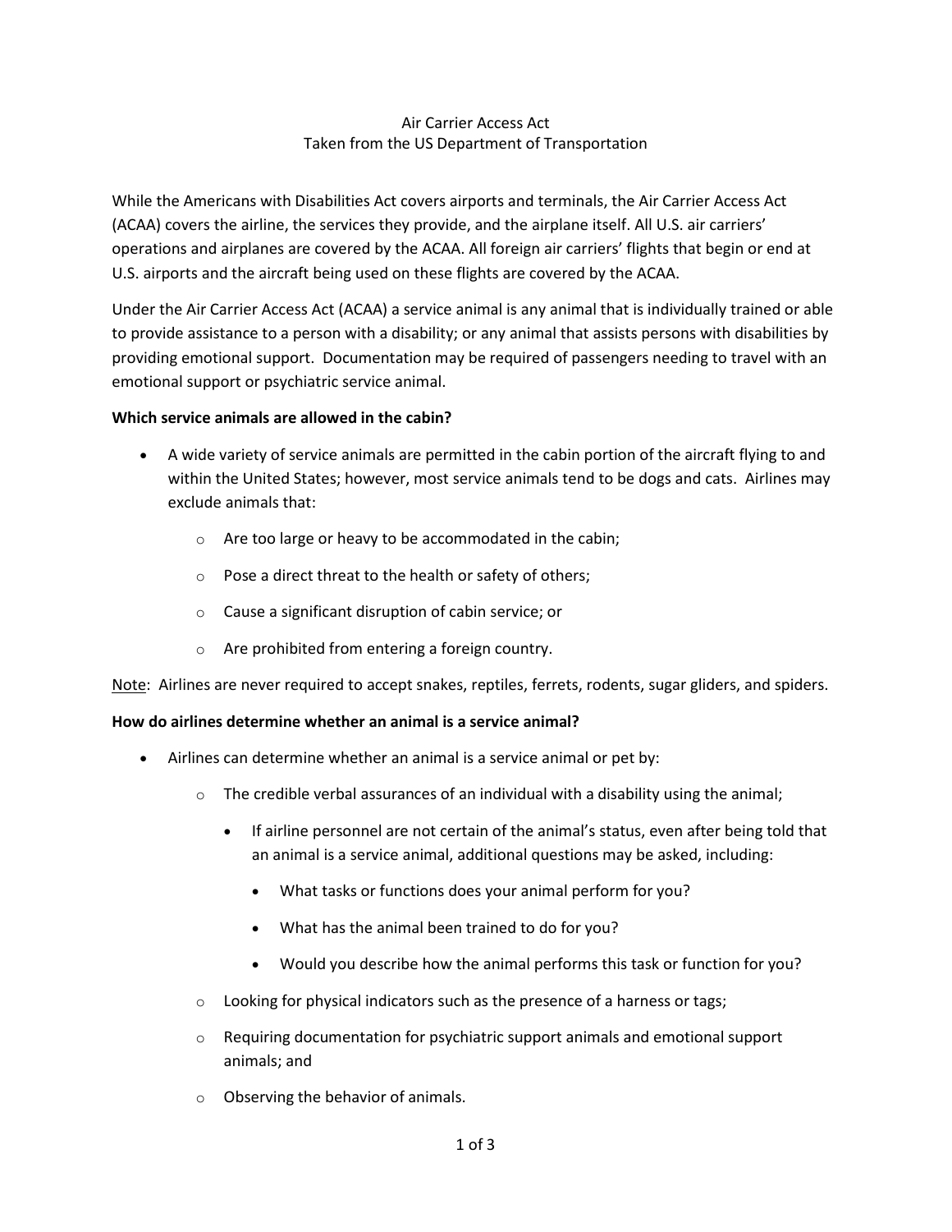# Air Carrier Access Act

Taken from the US Department of Transportation

While the Americans with Disabilities Act covers airports and terminals, the Air Carrier Access Act (ACAA) covers the airline, the services they provide, and the airplane itself. All U.S. air carriers' operations and airplanes are covered by the ACAA. All foreign air carriers' flights that begin or end at U.S. airports and the aircraft being used on these flights are covered by the ACAA.

Under the Air Carrier Access Act (ACAA) a service animal is any animal that is individually trained or able to provide assistance to a person with a disability; or any animal that assists persons with disabilities by providing emotional support. Documentation may be required of passengers needing to travel with an emotional support or psychiatric service animal.

**Which service animals are allowed in the cabin?**

- A wide variety of service animals are permitted in the cabin portion of the aircraft flying to and within the United States; however, most service animals tend to be dogs and cats. Airlines may exclude animals that:
  - Are too large or heavy to be accommodated in the cabin;
  - Pose a direct threat to the health or safety of others;
  - Cause a significant disruption of cabin service; or
  - Are prohibited from entering a foreign country.

Note: Airlines are never required to accept snakes, reptiles, ferrets, rodents, sugar gliders, and spiders.

**How do airlines determine whether an animal is a service animal?**

- Airlines can determine whether an animal is a service animal or pet by:
  - The credible verbal assurances of an individual with a disability using the animal;
    - If airline personnel are not certain of the animal's status, even after being told that an animal is a service animal, additional questions may be asked, including:
      - What tasks or functions does your animal perform for you?
      - What has the animal been trained to do for you?
      - Would you describe how the animal performs this task or function for you?
  - Looking for physical indicators such as the presence of a harness or tags;
  - Requiring documentation for psychiatric support animals and emotional support animals; and
  - Observing the behavior of animals.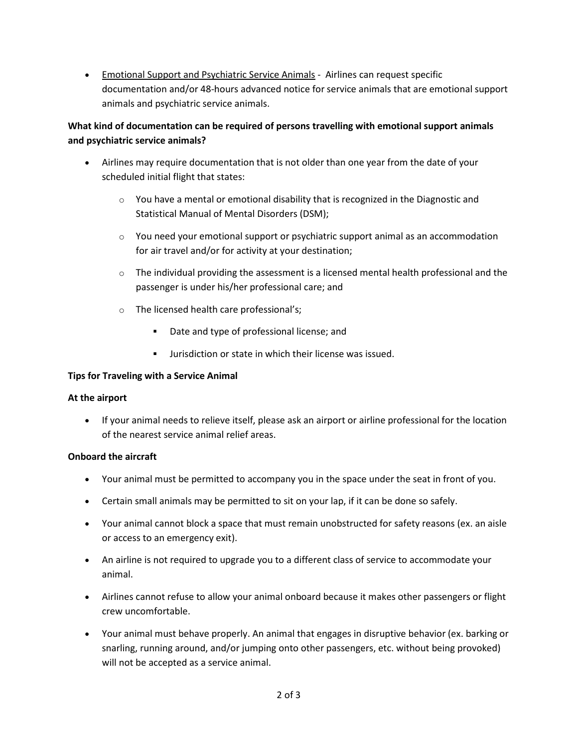- <u>Emotional Support and Psychiatric Service Animals</u> - Airlines can request specific documentation and/or 48-hours advanced notice for service animals that are emotional support animals and psychiatric service animals.

**What kind of documentation can be required of persons travelling with emotional support animals and psychiatric service animals?**

- Airlines may require documentation that is not older than one year from the date of your scheduled initial flight that states:
  - You have a mental or emotional disability that is recognized in the Diagnostic and Statistical Manual of Mental Disorders (DSM);
  - You need your emotional support or psychiatric support animal as an accommodation for air travel and/or for activity at your destination;
  - The individual providing the assessment is a licensed mental health professional and the passenger is under his/her professional care; and
  - The licensed health care professional's;
    - Date and type of professional license; and
    - Jurisdiction or state in which their license was issued.

**Tips for Traveling with a Service Animal**

**At the airport**

- If your animal needs to relieve itself, please ask an airport or airline professional for the location of the nearest service animal relief areas.

**Onboard the aircraft**

- Your animal must be permitted to accompany you in the space under the seat in front of you.
- Certain small animals may be permitted to sit on your lap, if it can be done so safely.
- Your animal cannot block a space that must remain unobstructed for safety reasons (ex. an aisle or access to an emergency exit).
- An airline is not required to upgrade you to a different class of service to accommodate your animal.
- Airlines cannot refuse to allow your animal onboard because it makes other passengers or flight crew uncomfortable.
- Your animal must behave properly. An animal that engages in disruptive behavior (ex. barking or snarling, running around, and/or jumping onto other passengers, etc. without being provoked) will not be accepted as a service animal.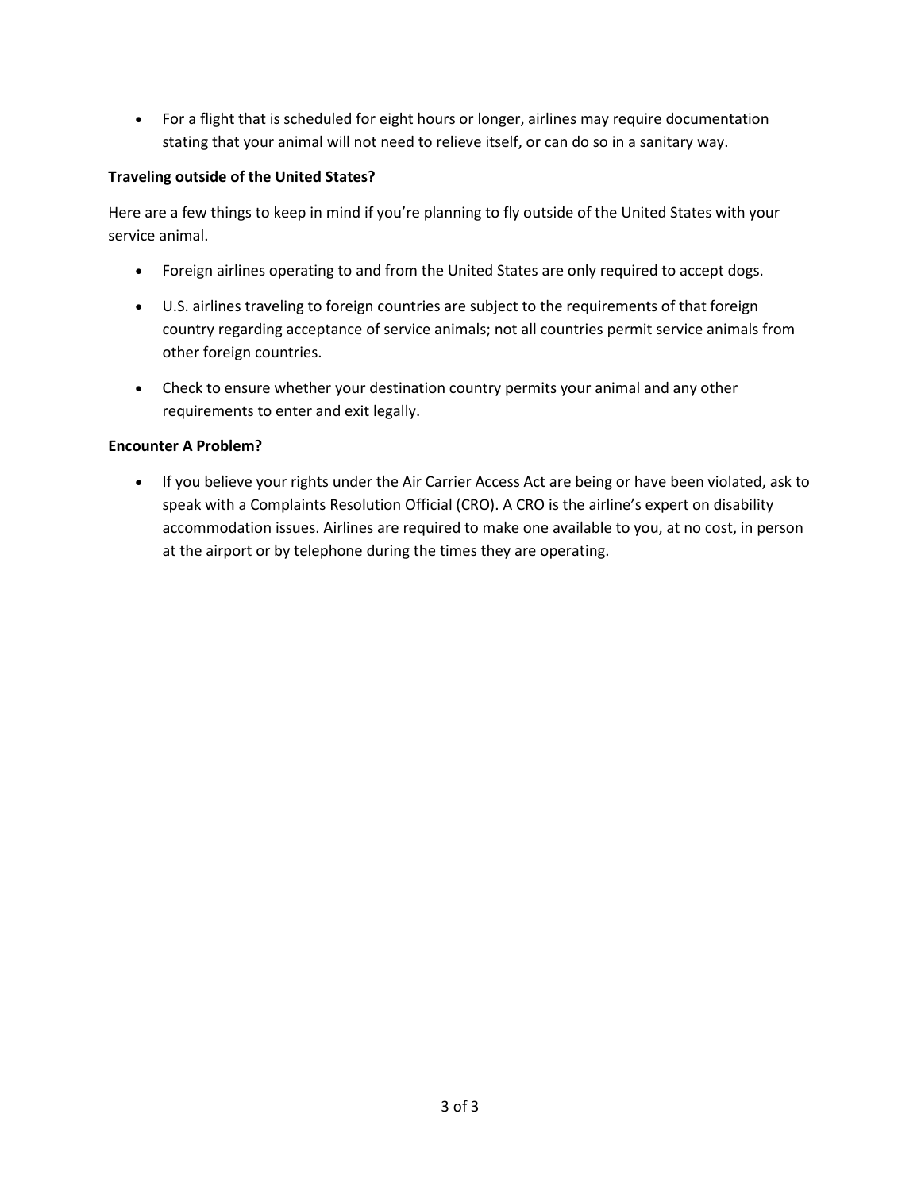- For a flight that is scheduled for eight hours or longer, airlines may require documentation stating that your animal will not need to relieve itself, or can do so in a sanitary way.

**Traveling outside of the United States?**

Here are a few things to keep in mind if you're planning to fly outside of the United States with your service animal.

- Foreign airlines operating to and from the United States are only required to accept dogs.
- U.S. airlines traveling to foreign countries are subject to the requirements of that foreign country regarding acceptance of service animals; not all countries permit service animals from other foreign countries.
- Check to ensure whether your destination country permits your animal and any other requirements to enter and exit legally.

**Encounter A Problem?**

- If you believe your rights under the Air Carrier Access Act are being or have been violated, ask to speak with a Complaints Resolution Official (CRO). A CRO is the airline's expert on disability accommodation issues. Airlines are required to make one available to you, at no cost, in person at the airport or by telephone during the times they are operating.